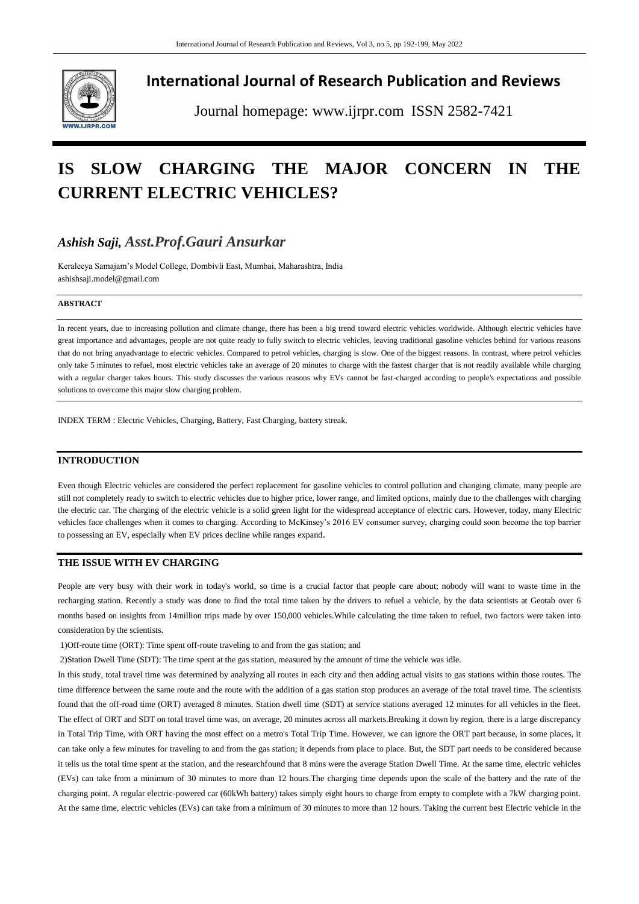# International Journal of Research Publication and Reviews

Journal homepage: www.ijrpr.com ISSN 2582-7421

# IS SLOW CHARGING THE MAJOR CONCERN IN THE CURRENT ELECTRIC VEHICLES?

***Ashish Saji, Asst.Prof.Gauri Ansurkar***

Keraleeya Samajam's Model College, Dombivli East, Mumbai, Maharashtra, India
ashishsaji.model@gmail.com

**ABSTRACT**

In recent years, due to increasing pollution and climate change, there has been a big trend toward electric vehicles worldwide. Although electric vehicles have great importance and advantages, people are not quite ready to fully switch to electric vehicles, leaving traditional gasoline vehicles behind for various reasons that do not bring anyadvantage to electric vehicles. Compared to petrol vehicles, charging is slow. One of the biggest reasons. In contrast, where petrol vehicles only take 5 minutes to refuel, most electric vehicles take an average of 20 minutes to charge with the fastest charger that is not readily available while charging with a regular charger takes hours. This study discusses the various reasons why EVs cannot be fast-charged according to people's expectations and possible solutions to overcome this major slow charging problem.

INDEX TERM : Electric Vehicles, Charging, Battery, Fast Charging, battery streak.

## INTRODUCTION

Even though Electric vehicles are considered the perfect replacement for gasoline vehicles to control pollution and changing climate, many people are still not completely ready to switch to electric vehicles due to higher price, lower range, and limited options, mainly due to the challenges with charging the electric car. The charging of the electric vehicle is a solid green light for the widespread acceptance of electric cars. However, today, many Electric vehicles face challenges when it comes to charging. According to McKinsey's 2016 EV consumer survey, charging could soon become the top barrier to possessing an EV, especially when EV prices decline while ranges expand.

## THE ISSUE WITH EV CHARGING

People are very busy with their work in today's world, so time is a crucial factor that people care about; nobody will want to waste time in the recharging station. Recently a study was done to find the total time taken by the drivers to refuel a vehicle, by the data scientists at Geotab over 6 months based on insights from 14million trips made by over 150,000 vehicles.While calculating the time taken to refuel, two factors were taken into consideration by the scientists.

1)Off-route time (ORT): Time spent off-route traveling to and from the gas station; and

2)Station Dwell Time (SDT): The time spent at the gas station, measured by the amount of time the vehicle was idle.

In this study, total travel time was determined by analyzing all routes in each city and then adding actual visits to gas stations within those routes. The time difference between the same route and the route with the addition of a gas station stop produces an average of the total travel time. The scientists found that the off-road time (ORT) averaged 8 minutes. Station dwell time (SDT) at service stations averaged 12 minutes for all vehicles in the fleet. The effect of ORT and SDT on total travel time was, on average, 20 minutes across all markets.Breaking it down by region, there is a large discrepancy in Total Trip Time, with ORT having the most effect on a metro's Total Trip Time. However, we can ignore the ORT part because, in some places, it can take only a few minutes for traveling to and from the gas station; it depends from place to place. But, the SDT part needs to be considered because it tells us the total time spent at the station, and the researchfound that 8 mins were the average Station Dwell Time. At the same time, electric vehicles (EVs) can take from a minimum of 30 minutes to more than 12 hours.The charging time depends upon the scale of the battery and the rate of the charging point. A regular electric-powered car (60kWh battery) takes simply eight hours to charge from empty to complete with a 7kW charging point. At the same time, electric vehicles (EVs) can take from a minimum of 30 minutes to more than 12 hours. Taking the current best Electric vehicle in the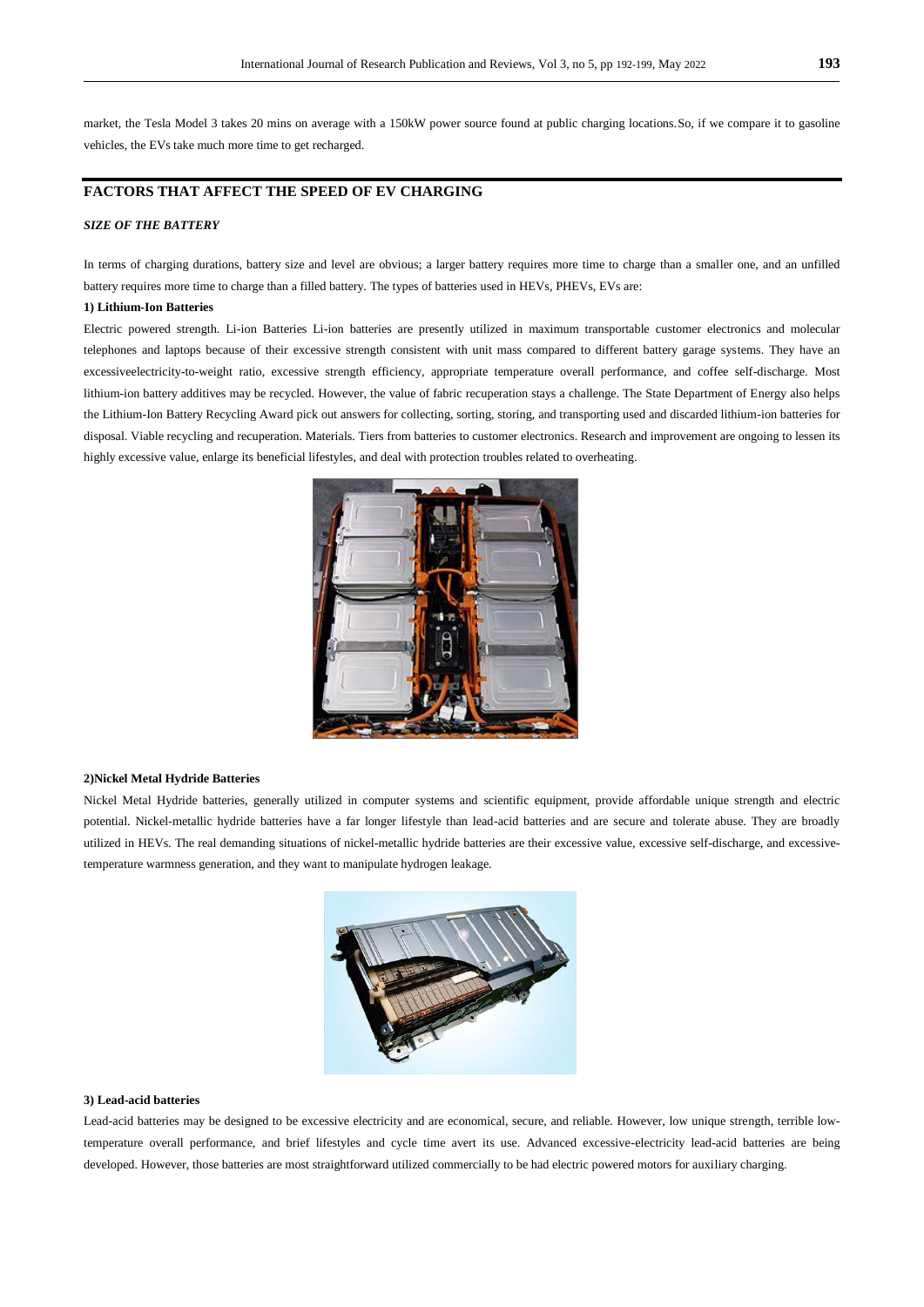market, the Tesla Model 3 takes 20 mins on average with a 150kW power source found at public charging locations. So, if we compare it to gasoline vehicles, the EVs take much more time to get recharged.

## FACTORS THAT AFFECT THE SPEED OF EV CHARGING

### *SIZE OF THE BATTERY*

In terms of charging durations, battery size and level are obvious; a larger battery requires more time to charge than a smaller one, and an unfilled battery requires more time to charge than a filled battery. The types of batteries used in HEVs, PHEVs, EVs are:

**1) Lithium-Ion Batteries**

Electric powered strength. Li-ion Batteries Li-ion batteries are presently utilized in maximum transportable customer electronics and molecular telephones and laptops because of their excessive strength consistent with unit mass compared to different battery garage systems. They have an excessiveelectricity-to-weight ratio, excessive strength efficiency, appropriate temperature overall performance, and coffee self-discharge. Most lithium-ion battery additives may be recycled. However, the value of fabric recuperation stays a challenge. The State Department of Energy also helps the Lithium-Ion Battery Recycling Award pick out answers for collecting, sorting, storing, and transporting used and discarded lithium-ion batteries for disposal. Viable recycling and recuperation. Materials. Tiers from batteries to customer electronics. Research and improvement are ongoing to lessen its highly excessive value, enlarge its beneficial lifestyles, and deal with protection troubles related to overheating.

**2)Nickel Metal Hydride Batteries**

Nickel Metal Hydride batteries, generally utilized in computer systems and scientific equipment, provide affordable unique strength and electric potential. Nickel-metallic hydride batteries have a far longer lifestyle than lead-acid batteries and are secure and tolerate abuse. They are broadly utilized in HEVs. The real demanding situations of nickel-metallic hydride batteries are their excessive value, excessive self-discharge, and excessive-temperature warmness generation, and they want to manipulate hydrogen leakage.

**3) Lead-acid batteries**

Lead-acid batteries may be designed to be excessive electricity and are economical, secure, and reliable. However, low unique strength, terrible low-temperature overall performance, and brief lifestyles and cycle time avert its use. Advanced excessive-electricity lead-acid batteries are being developed. However, those batteries are most straightforward utilized commercially to be had electric powered motors for auxiliary charging.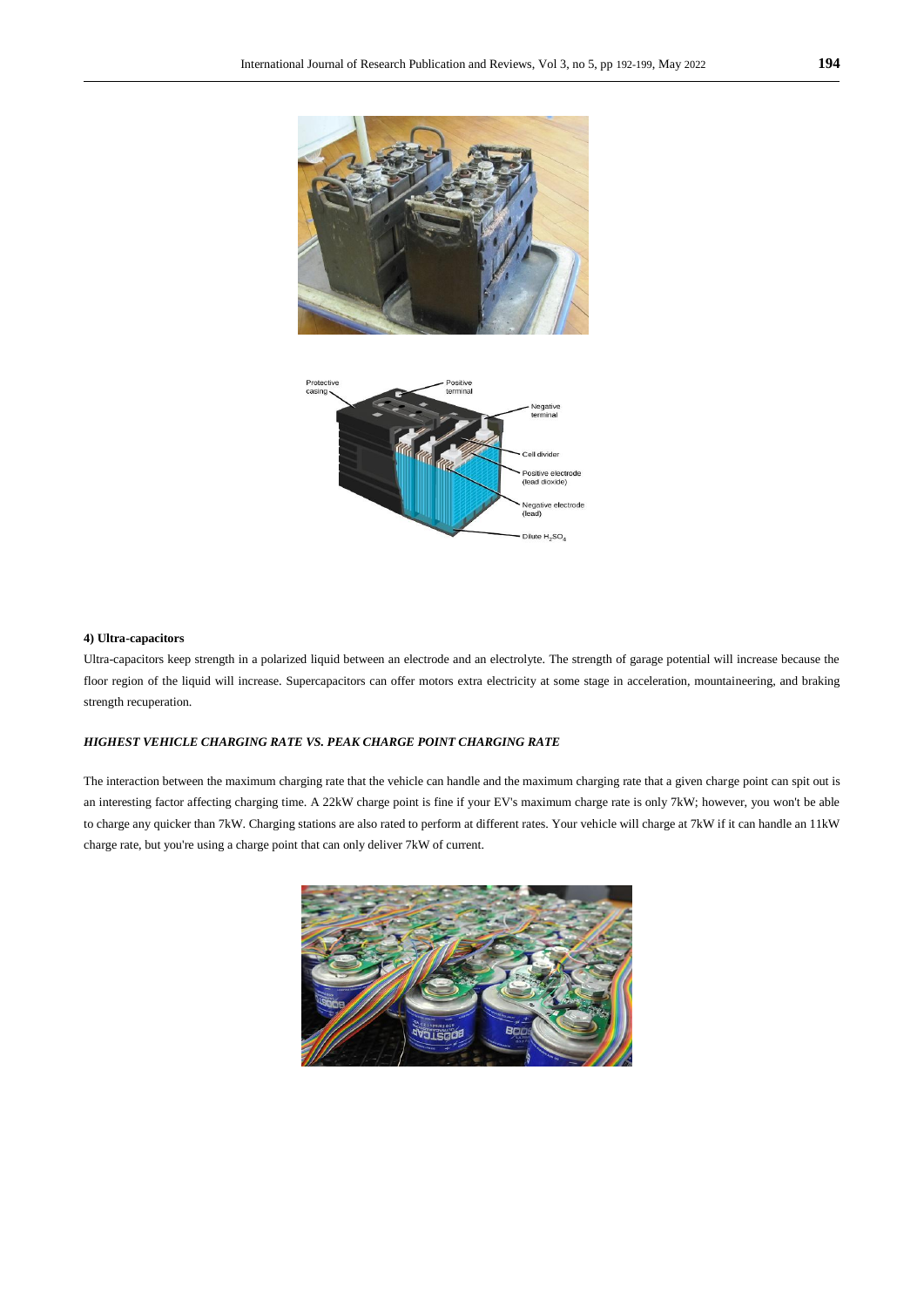Protective casing

Positive terminal

Negative terminal

Cell divider

Positive electrode (lead dioxide)

Negative electrode (lead)

Dilute $H_2SO_4$

**4) Ultra-capacitors**

Ultra-capacitors keep strength in a polarized liquid between an electrode and an electrolyte. The strength of garage potential will increase because the floor region of the liquid will increase. Supercapacitors can offer motors extra electricity at some stage in acceleration, mountaineering, and braking strength recuperation.

***HIGHEST VEHICLE CHARGING RATE VS. PEAK CHARGE POINT CHARGING RATE***

The interaction between the maximum charging rate that the vehicle can handle and the maximum charging rate that a given charge point can spit out is an interesting factor affecting charging time. A 22kW charge point is fine if your EV's maximum charge rate is only 7kW; however, you won't be able to charge any quicker than 7kW. Charging stations are also rated to perform at different rates. Your vehicle will charge at 7kW if it can handle an 11kW charge rate, but you're using a charge point that can only deliver 7kW of current.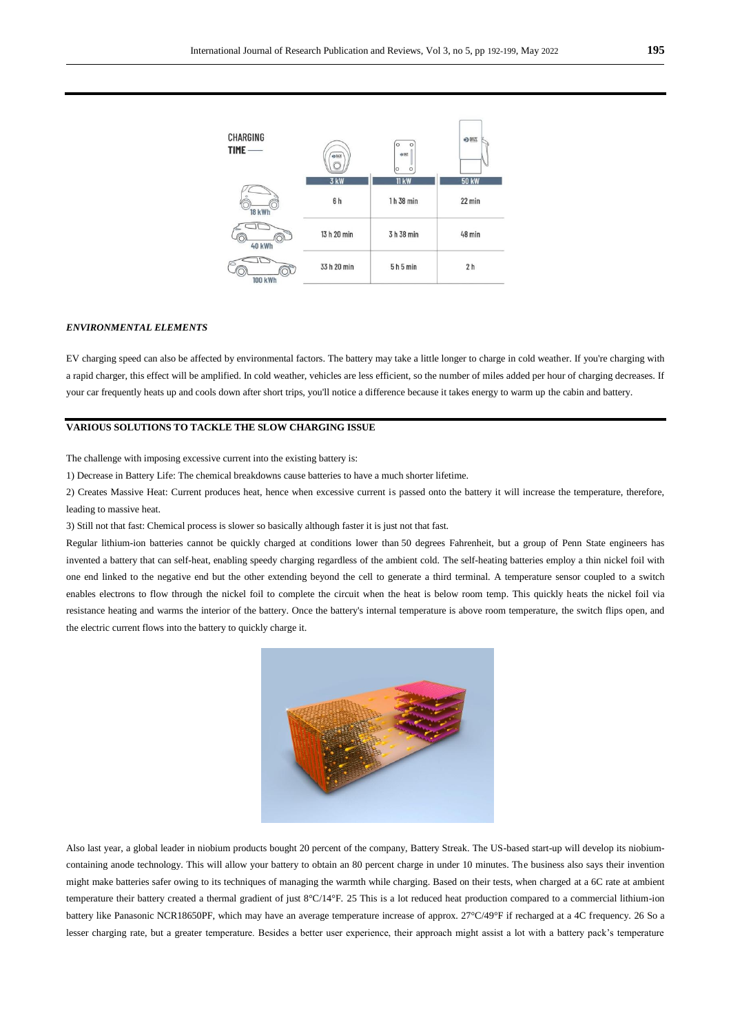| CHARGING TIME | 3 kW | 11 kW | 50 kW |
|---|---|---|---|
| 18 kWh | 6 h | 1 h 38 min | 22 min |
| 40 kWh | 13 h 20 min | 3 h 38 min | 48 min |
| 100 kWh | 33 h 20 min | 5 h 5 min | 2 h |

### *ENVIRONMENTAL ELEMENTS*

EV charging speed can also be affected by environmental factors. The battery may take a little longer to charge in cold weather. If you're charging with a rapid charger, this effect will be amplified. In cold weather, vehicles are less efficient, so the number of miles added per hour of charging decreases. If your car frequently heats up and cools down after short trips, you'll notice a difference because it takes energy to warm up the cabin and battery.

## VARIOUS SOLUTIONS TO TACKLE THE SLOW CHARGING ISSUE

The challenge with imposing excessive current into the existing battery is:

1) Decrease in Battery Life: The chemical breakdowns cause batteries to have a much shorter lifetime.

2) Creates Massive Heat: Current produces heat, hence when excessive current is passed onto the battery it will increase the temperature, therefore, leading to massive heat.

3) Still not that fast: Chemical process is slower so basically although faster it is just not that fast.

Regular lithium-ion batteries cannot be quickly charged at conditions lower than 50 degrees Fahrenheit, but a group of Penn State engineers has invented a battery that can self-heat, enabling speedy charging regardless of the ambient cold. The self-heating batteries employ a thin nickel foil with one end linked to the negative end but the other extending beyond the cell to generate a third terminal. A temperature sensor coupled to a switch enables electrons to flow through the nickel foil to complete the circuit when the heat is below room temp. This quickly heats the nickel foil via resistance heating and warms the interior of the battery. Once the battery's internal temperature is above room temperature, the switch flips open, and the electric current flows into the battery to quickly charge it.

Also last year, a global leader in niobium products bought 20 percent of the company, Battery Streak. The US-based start-up will develop its niobium-containing anode technology. This will allow your battery to obtain an 80 percent charge in under 10 minutes. The business also says their invention might make batteries safer owing to its techniques of managing the warmth while charging. Based on their tests, when charged at a 6C rate at ambient temperature their battery created a thermal gradient of just 8°C/14°F. [25] This is a lot reduced heat production compared to a commercial lithium-ion battery like Panasonic NCR18650PF, which may have an average temperature increase of approx. 27°C/49°F if recharged at a 4C frequency. [26] So a lesser charging rate, but a greater temperature. Besides a better user experience, their approach might assist a lot with a battery pack's temperature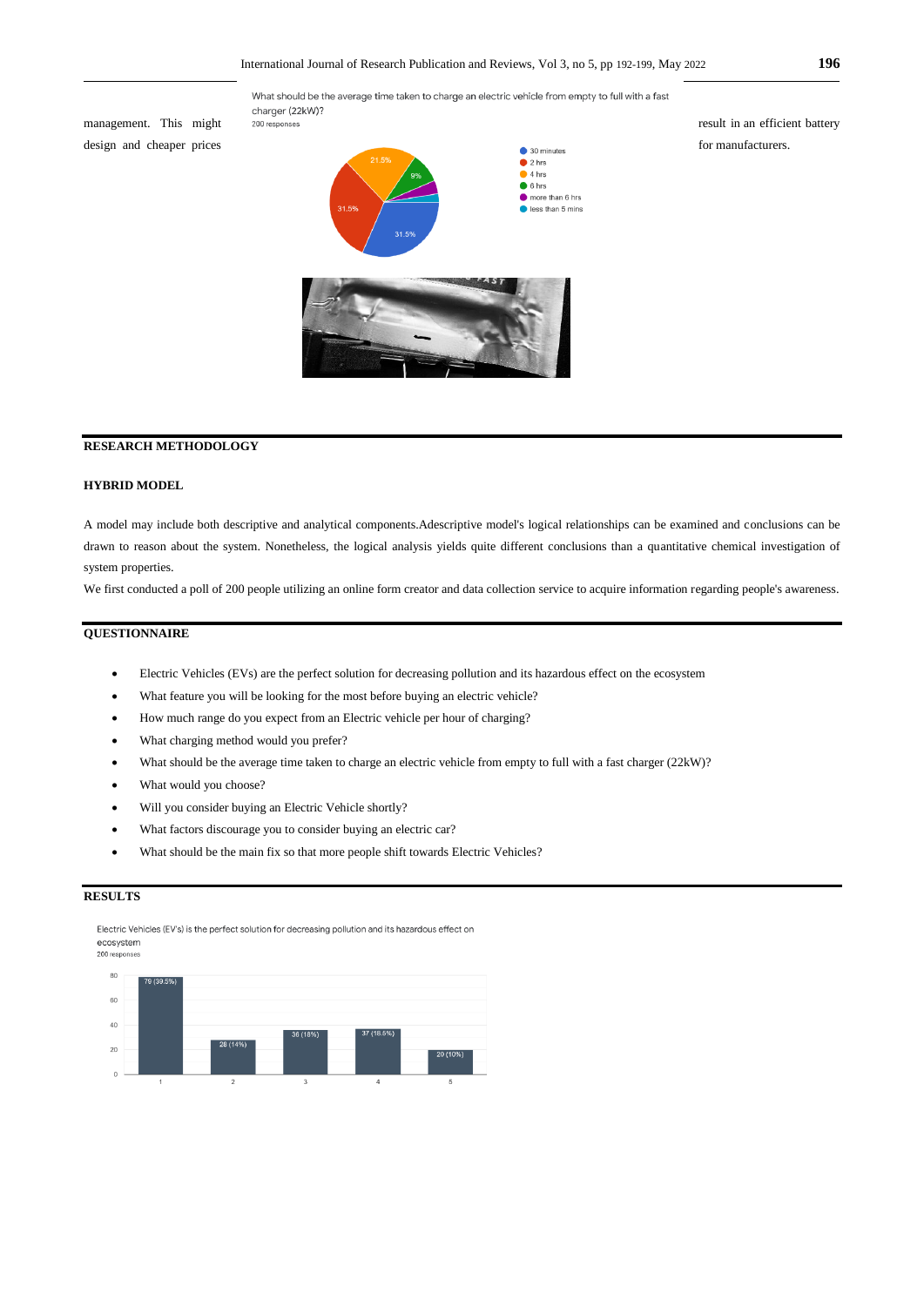management. This might result in an efficient battery design and cheaper prices for manufacturers.

What should be the average time taken to charge an electric vehicle from empty to full with a fast charger (22kW)?
200 responses

30 minutes
2 hrs
4 hrs
6 hrs
more than 6 hrs
less than 5 mins

21.5%
9%
31.5%
31.5%

## RESEARCH METHODOLOGY

### HYBRID MODEL

A model may include both descriptive and analytical components.Adescriptive model's logical relationships can be examined and conclusions can be drawn to reason about the system. Nonetheless, the logical analysis yields quite different conclusions than a quantitative chemical investigation of system properties.

We first conducted a poll of 200 people utilizing an online form creator and data collection service to acquire information regarding people's awareness.

## QUESTIONNAIRE

- Electric Vehicles (EVs) are the perfect solution for decreasing pollution and its hazardous effect on the ecosystem
- What feature you will be looking for the most before buying an electric vehicle?
- How much range do you expect from an Electric vehicle per hour of charging?
- What charging method would you prefer?
- What should be the average time taken to charge an electric vehicle from empty to full with a fast charger (22kW)?
- What would you choose?
- Will you consider buying an Electric Vehicle shortly?
- What factors discourage you to consider buying an electric car?
- What should be the main fix so that more people shift towards Electric Vehicles?

## RESULTS

Electric Vehicles (EV's) is the perfect solution for decreasing pollution and its hazardous effect on ecosystem
200 responses

80
60
40
20
0

79 (39.5%)
28 (14%)
36 (18%)
37 (18.5%)
20 (10%)

1
2
3
4
5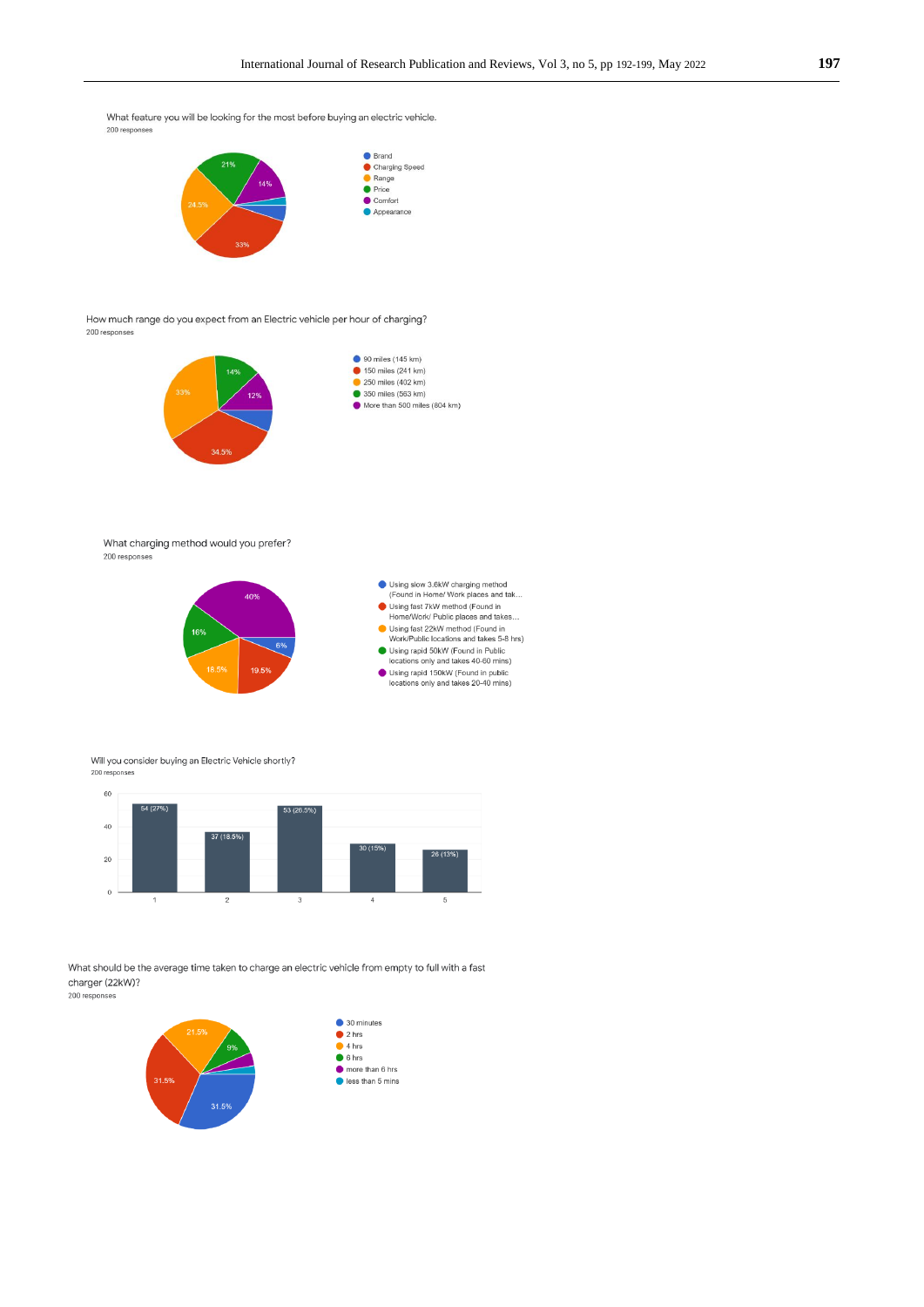What feature you will be looking for the most before buying an electric vehicle.
200 responses

21%
14%
24.5%
33%

Brand
Charging Speed
Range
Price
Comfort
Appearance

How much range do you expect from an Electric vehicle per hour of charging?
200 responses

14%
33%
12%
34.5%

90 miles (145 km)
150 miles (241 km)
250 miles (402 km)
350 miles (563 km)
More than 500 miles (804 km)

What charging method would you prefer?
200 responses

40%
16%
6%
18.5%
19.5%

Using slow 3.6kW charging method (Found in Home/ Work places and tak...
Using fast 7kW method (Found in Home/Work/ Public places and takes...
Using fast 22kW method (Found in Work/Public locations and takes 5-8 hrs)
Using rapid 50kW (Found in Public locations only and takes 40-60 mins)
Using rapid 150kW (Found in public locations only and takes 20-40 mins)

Will you consider buying an Electric Vehicle shortly?
200 responses

60
40
20
0

54 (27%)
37 (18.5%)
53 (26.5%)
30 (15%)
26 (13%)

1 2 3 4 5

What should be the average time taken to charge an electric vehicle from empty to full with a fast charger (22kW)?
200 responses

21.5%
9%
31.5%
31.5%

30 minutes
2 hrs
4 hrs
6 hrs
more than 6 hrs
less than 5 mins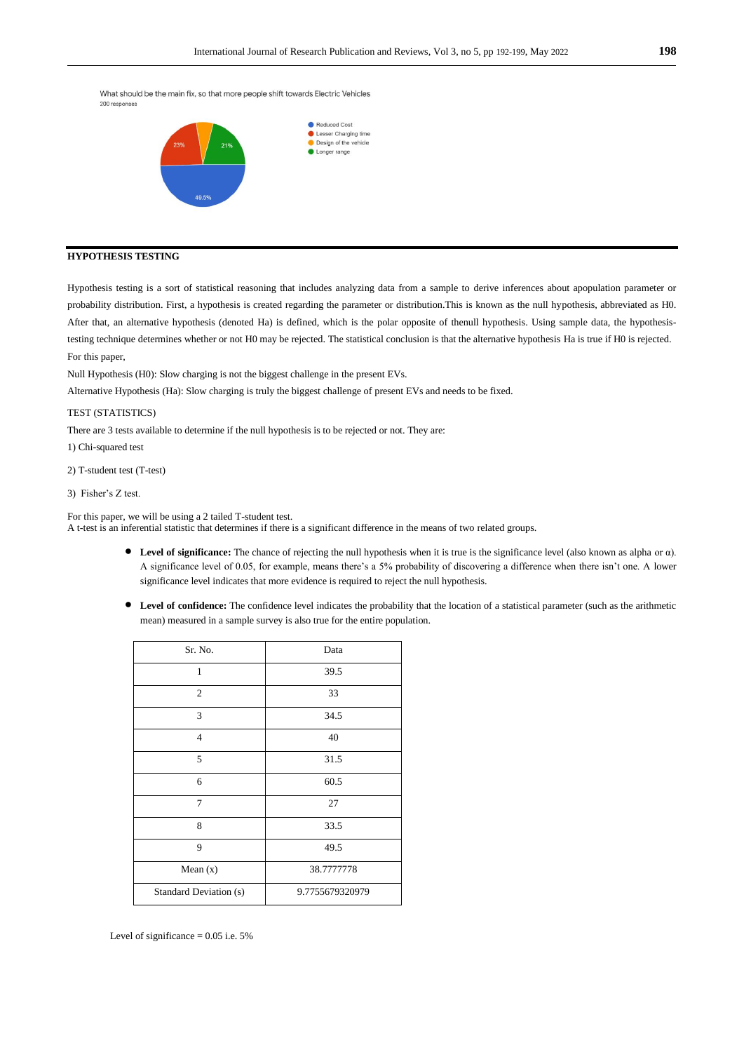What should be the main fix, so that more people shift towards Electric Vehicles

200 responses

23%

21%

49.5%

Reduced Cost

Lesser Charging time

Design of the vehicle

Longer range

## HYPOTHESIS TESTING

Hypothesis testing is a sort of statistical reasoning that includes analyzing data from a sample to derive inferences about apopulation parameter or probability distribution. First, a hypothesis is created regarding the parameter or distribution.This is known as the null hypothesis, abbreviated as H0. After that, an alternative hypothesis (denoted Ha) is defined, which is the polar opposite of thenull hypothesis. Using sample data, the hypothesis-testing technique determines whether or not H0 may be rejected. The statistical conclusion is that the alternative hypothesis Ha is true if H0 is rejected.

For this paper,

Null Hypothesis (H0): Slow charging is not the biggest challenge in the present EVs.

Alternative Hypothesis (Ha): Slow charging is truly the biggest challenge of present EVs and needs to be fixed.

TEST (STATISTICS)

There are 3 tests available to determine if the null hypothesis is to be rejected or not. They are:

1) Chi-squared test

2) T-student test (T-test)

3) Fisher's Z test.

For this paper, we will be using a 2 tailed T-student test.

A t-test is an inferential statistic that determines if there is a significant difference in the means of two related groups.

- **Level of significance:** The chance of rejecting the null hypothesis when it is true is the significance level (also known as alpha or α). A significance level of 0.05, for example, means there's a 5% probability of discovering a difference when there isn't one. A lower significance level indicates that more evidence is required to reject the null hypothesis.
- **Level of confidence:** The confidence level indicates the probability that the location of a statistical parameter (such as the arithmetic mean) measured in a sample survey is also true for the entire population.

| Sr. No. | Data |
|---|---|
| 1 | 39.5 |
| 2 | 33 |
| 3 | 34.5 |
| 4 | 40 |
| 5 | 31.5 |
| 6 | 60.5 |
| 7 | 27 |
| 8 | 33.5 |
| 9 | 49.5 |
| Mean (x) | 38.7777778 |
| Standard Deviation (s) | 9.7755679320979 |

Level of significance = 0.05 i.e. 5%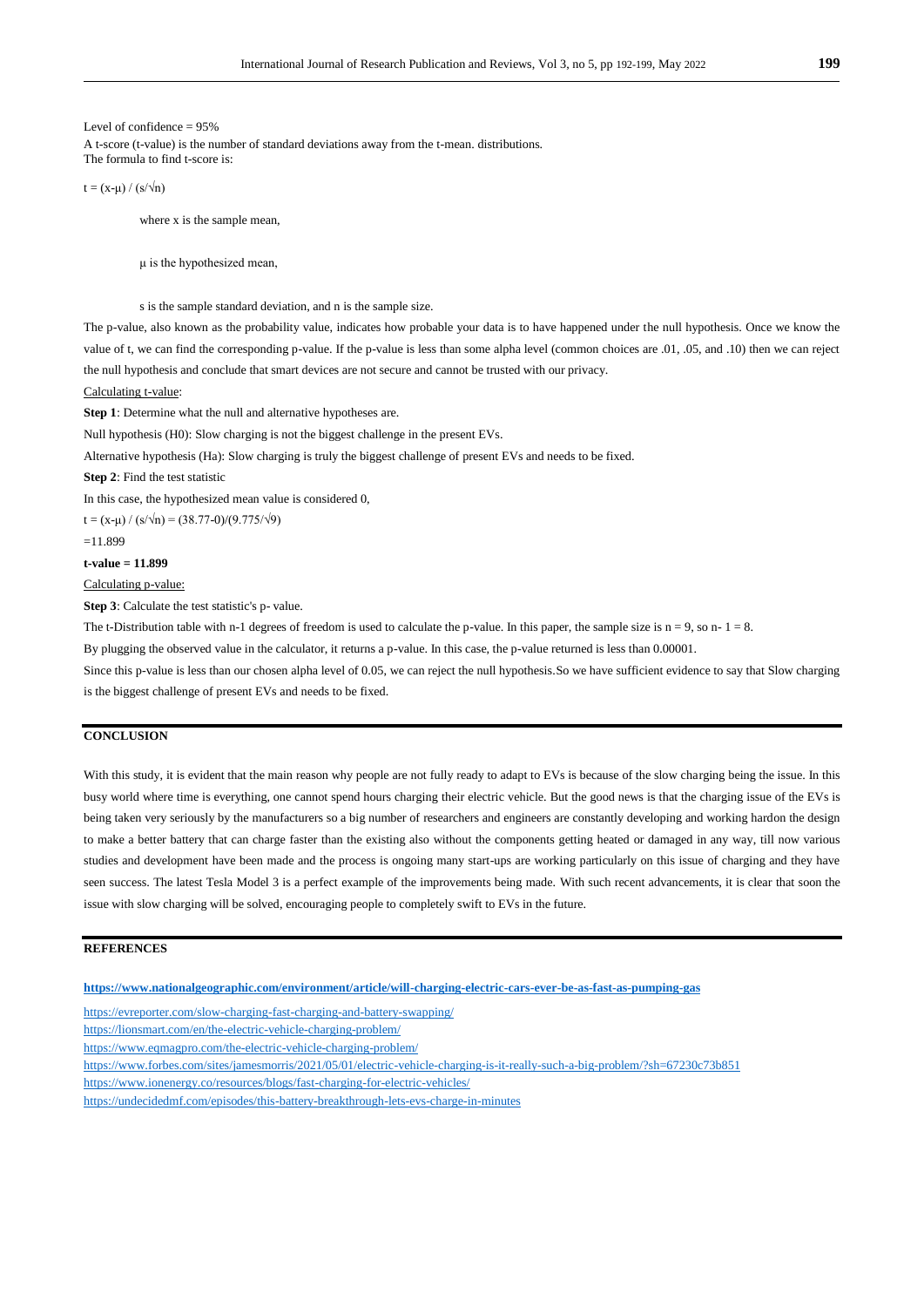Level of confidence = 95%

A t-score (t-value) is the number of standard deviations away from the t-mean. distributions.

The formula to find t-score is:

$t = (x-\mu) / (s/\sqrt{n})$

where x is the sample mean,

μ is the hypothesized mean,

s is the sample standard deviation, and n is the sample size.

The p-value, also known as the probability value, indicates how probable your data is to have happened under the null hypothesis. Once we know the value of t, we can find the corresponding p-value. If the p-value is less than some alpha level (common choices are .01, .05, and .10) then we can reject the null hypothesis and conclude that smart devices are not secure and cannot be trusted with our privacy.

Calculating t-value:

**Step 1**: Determine what the null and alternative hypotheses are.

Null hypothesis (H0): Slow charging is not the biggest challenge in the present EVs.

Alternative hypothesis (Ha): Slow charging is truly the biggest challenge of present EVs and needs to be fixed.

**Step 2**: Find the test statistic

In this case, the hypothesized mean value is considered 0,

$t = (x-\mu) / (s/\sqrt{n}) = (38.77-0)/(9.775/\sqrt{9})$

$=11.899$

**t-value = 11.899**

Calculating p-value:

**Step 3**: Calculate the test statistic's p- value.

The t-Distribution table with n-1 degrees of freedom is used to calculate the p-value. In this paper, the sample size is $n = 9$, so $n- 1 = 8$.

By plugging the observed value in the calculator, it returns a p-value. In this case, the p-value returned is less than 0.00001.

Since this p-value is less than our chosen alpha level of 0.05, we can reject the null hypothesis.So we have sufficient evidence to say that Slow charging is the biggest challenge of present EVs and needs to be fixed.

## CONCLUSION

With this study, it is evident that the main reason why people are not fully ready to adapt to EVs is because of the slow charging being the issue. In this busy world where time is everything, one cannot spend hours charging their electric vehicle. But the good news is that the charging issue of the EVs is being taken very seriously by the manufacturers so a big number of researchers and engineers are constantly developing and working hardon the design to make a better battery that can charge faster than the existing also without the components getting heated or damaged in any way, till now various studies and development have been made and the process is ongoing many start-ups are working particularly on this issue of charging and they have seen success. The latest Tesla Model 3 is a perfect example of the improvements being made. With such recent advancements, it is clear that soon the issue with slow charging will be solved, encouraging people to completely swift to EVs in the future.

## REFERENCES

**https://www.nationalgeographic.com/environment/article/will-charging-electric-cars-ever-be-as-fast-as-pumping-gas**

https://evreporter.com/slow-charging-fast-charging-and-battery-swapping/

https://lionsmart.com/en/the-electric-vehicle-charging-problem/

https://www.eqmagpro.com/the-electric-vehicle-charging-problem/

https://www.forbes.com/sites/jamesmorris/2021/05/01/electric-vehicle-charging-is-it-really-such-a-big-problem/?sh=67230c73b851

https://www.ionenergy.co/resources/blogs/fast-charging-for-electric-vehicles/

https://undecidedmf.com/episodes/this-battery-breakthrough-lets-evs-charge-in-minutes